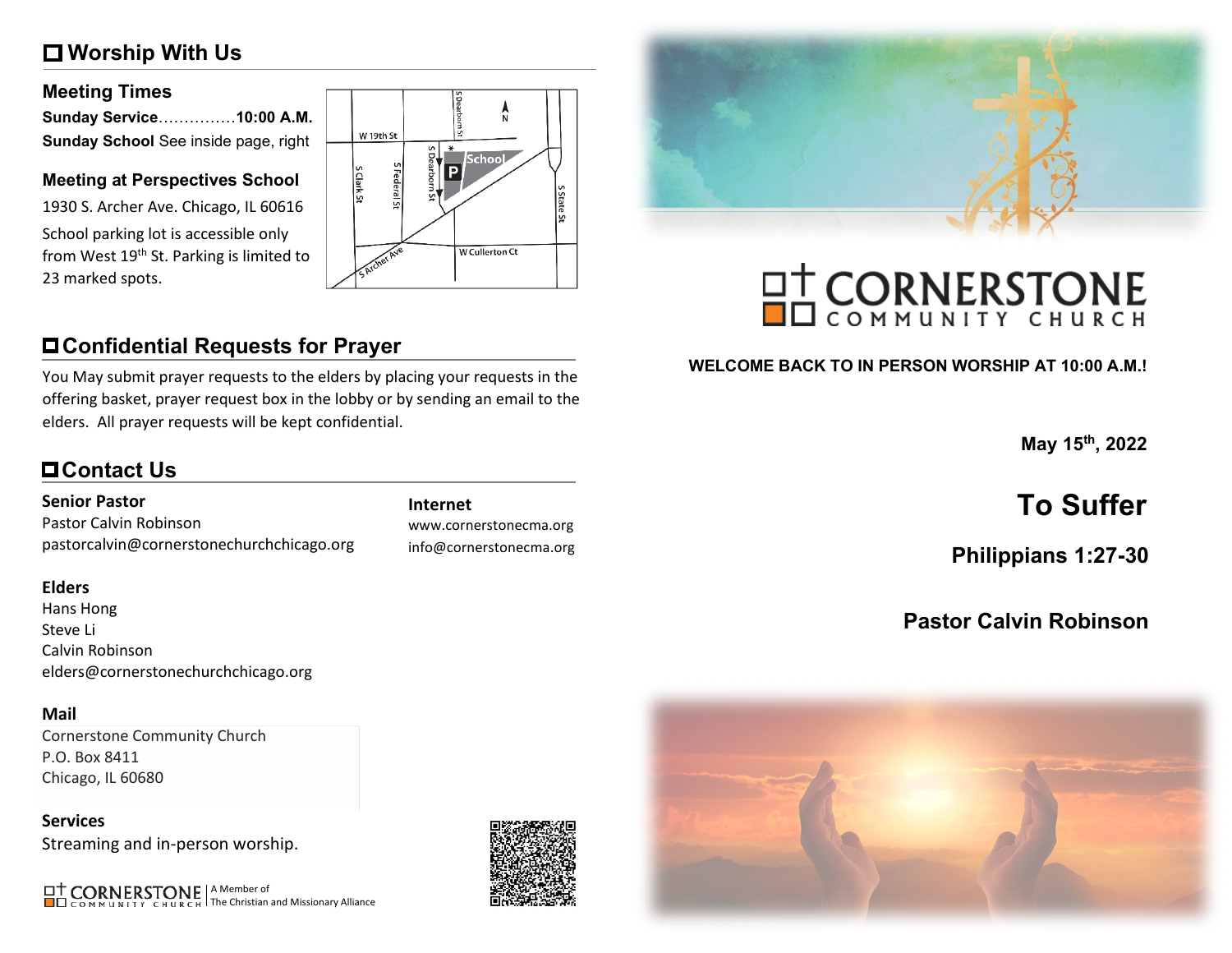## Worship With Us

### Meeting Times

**Sunday Service**...............**10:00 A.M.**
**Sunday School** See inside page, right

### Meeting at Perspectives School

1930 S. Archer Ave. Chicago, IL 60616

School parking lot is accessible only from West 19th St. Parking is limited to 23 marked spots.

## Confidential Requests for Prayer

You May submit prayer requests to the elders by placing your requests in the offering basket, prayer request box in the lobby or by sending an email to the elders. All prayer requests will be kept confidential.

## Contact Us

**Senior Pastor**
Pastor Calvin Robinson
pastorcalvin@cornerstonechurchchicago.org

**Internet**
www.cornerstonecma.org
info@cornerstonecma.org

**Elders**
Hans Hong
Steve Li
Calvin Robinson
elders@cornerstonechurchchicago.org

**Mail**
Cornerstone Community Church
P.O. Box 8411
Chicago, IL 60680

**Services**
Streaming and in-person worship.

CORNERSTONE COMMUNITY CHURCH | A Member of The Christian and Missionary Alliance

# CORNERSTONE COMMUNITY CHURCH

**WELCOME BACK TO IN PERSON WORSHIP AT 10:00 A.M.!**

**May 15th, 2022**

# To Suffer

**Philippians 1:27-30**

**Pastor Calvin Robinson**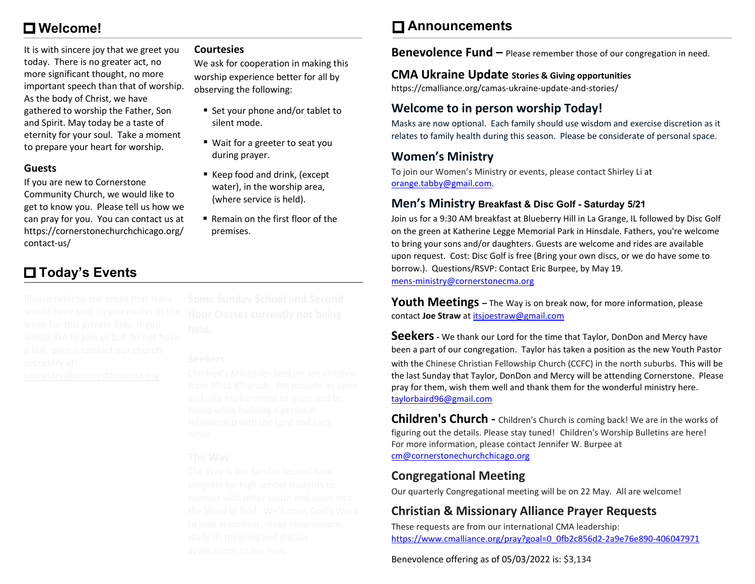# ☐ Welcome!

It is with sincere joy that we greet you today. There is no greater act, no more significant thought, no more important speech than that of worship. As the body of Christ, we have gathered to worship the Father, Son and Spirit. May today be a taste of eternity for your soul. Take a moment to prepare your heart for worship.

### Guests

If you are new to Cornerstone Community Church, we would like to get to know you. Please tell us how we can pray for you. You can contact us at https://cornerstonechurchchicago.org/contact-us/

### Courtesies

We ask for cooperation in making this worship experience better for all by observing the following:

- Set your phone and/or tablet to silent mode.
- Wait for a greeter to seat you during prayer.
- Keep food and drink, (except water), in the worship area, (where service is held).
- Remain on the first floor of the premises.

# ☐ Today's Events

Please refer to the email that Hans would have sent to you earlier in the week for this private link. If you would like to join us but do not have a link, please contact our church secretary at: secretary@cornerstonecma.org

**Some Sunday School and Second Hour Classes currently not being held.**

### Seekers

Children's Ministries Seekers are children from 5th to 8th grade. We provide an open and safe environment to share and be heard while building a personal relationship with the Lord and each other.

### The Way

The Way is our Sunday second hour program for high-school students to connect with other youth and delve into the Word of God. We'll open God's Word to look at context, make observations, study its meaning and discuss applications to our lives.

# ☐ Announcements

**Benevolence Fund –** Please remember those of our congregation in need.

**CMA Ukraine Update Stories & Giving opportunities**
https://cmalliance.org/camas-ukraine-update-and-stories/

### Welcome to in person worship Today!

Masks are now optional. Each family should use wisdom and exercise discretion as it relates to family health during this season. Please be considerate of personal space.

### Women's Ministry

To join our Women's Ministry or events, please contact Shirley Li at orange.tabby@gmail.com.

### Men's Ministry Breakfast & Disc Golf - Saturday 5/21

Join us for a 9:30 AM breakfast at Blueberry Hill in La Grange, IL followed by Disc Golf on the green at Katherine Legge Memorial Park in Hinsdale. Fathers, you're welcome to bring your sons and/or daughters. Guests are welcome and rides are available upon request. Cost: Disc Golf is free (Bring your own discs, or we do have some to borrow.). Questions/RSVP: Contact Eric Burpee, by May 19.
mens-ministry@cornerstonecma.org

**Youth Meetings –** The Way is on break now, for more information, please contact **Joe Straw** at itsjoestraw@gmail.com

**Seekers -** We thank our Lord for the time that Taylor, DonDon and Mercy have been a part of our congregation. Taylor has taken a position as the new Youth Pastor with the Chinese Christian Fellowship Church (CCFC) in the north suburbs. This will be the last Sunday that Taylor, DonDon and Mercy will be attending Cornerstone. Please pray for them, wish them well and thank them for the wonderful ministry here.
taylorbaird96@gmail.com

**Children's Church -** Children's Church is coming back! We are in the works of figuring out the details. Please stay tuned! Children's Worship Bulletins are here! For more information, please contact Jennifer W. Burpee at cm@cornerstonechurchchicago.org

### Congregational Meeting

Our quarterly Congregational meeting will be on 22 May. All are welcome!

### Christian & Missionary Alliance Prayer Requests

These requests are from our international CMA leadership:
https://www.cmalliance.org/pray?goal=0_0fb2c856d2-2a9e76e890-406047971

Benevolence offering as of 05/03/2022 is: $3,134